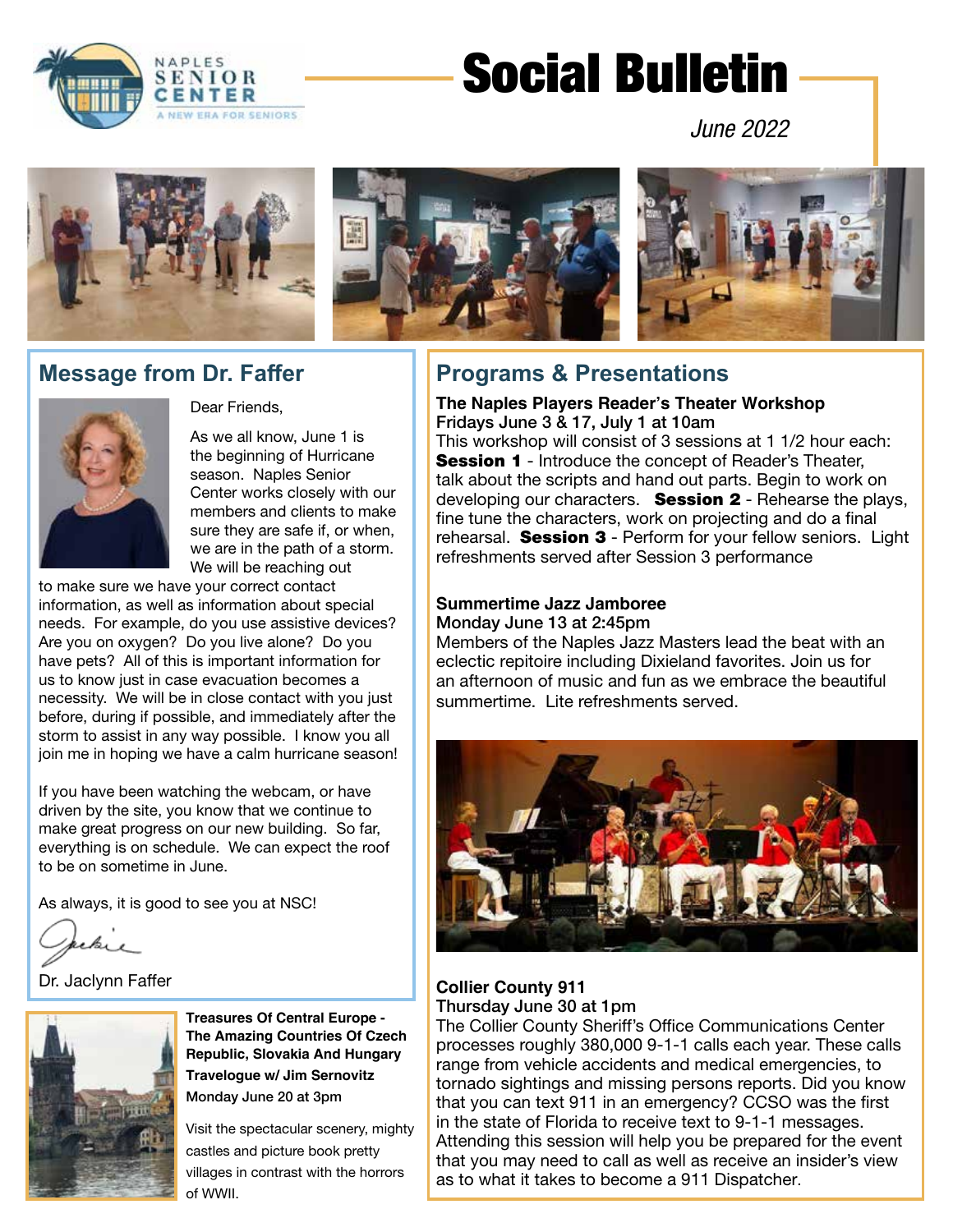# Social Bulletin

*June 2022*

## Message from Dr. Faffer

Dear Friends,

As we all know, June 1 is the beginning of Hurricane season. Naples Senior Center works closely with our members and clients to make sure they are safe if, or when, we are in the path of a storm. We will be reaching out to make sure we have your correct contact information, as well as information about special needs. For example, do you use assistive devices? Are you on oxygen? Do you live alone? Do you have pets? All of this is important information for us to know just in case evacuation becomes a necessity. We will be in close contact with you just before, during if possible, and immediately after the storm to assist in any way possible. I know you all join me in hoping we have a calm hurricane season!

If you have been watching the webcam, or have driven by the site, you know that we continue to make great progress on our new building. So far, everything is on schedule. We can expect the roof to be on sometime in June.

As always, it is good to see you at NSC!

Jackie

Dr. Jaclynn Faffer

**Treasures Of Central Europe - The Amazing Countries Of Czech Republic, Slovakia And Hungary**
**Travelogue w/ Jim Sernovitz**
**Monday June 20 at 3pm**

Visit the spectacular scenery, mighty castles and picture book pretty villages in contrast with the horrors of WWII.

## Programs & Presentations

**The Naples Players Reader's Theater Workshop**
**Fridays June 3 & 17, July 1 at 10am**
This workshop will consist of 3 sessions at 1 1/2 hour each: **Session 1** - Introduce the concept of Reader's Theater, talk about the scripts and hand out parts. Begin to work on developing our characters. **Session 2** - Rehearse the plays, fine tune the characters, work on projecting and do a final rehearsal. **Session 3** - Perform for your fellow seniors. Light refreshments served after Session 3 performance

**Summertime Jazz Jamboree**
**Monday June 13 at 2:45pm**
Members of the Naples Jazz Masters lead the beat with an eclectic repitoire including Dixieland favorites. Join us for an afternoon of music and fun as we embrace the beautiful summertime. Lite refreshments served.

**Collier County 911**
**Thursday June 30 at 1pm**
The Collier County Sheriff's Office Communications Center processes roughly 380,000 9-1-1 calls each year. These calls range from vehicle accidents and medical emergencies, to tornado sightings and missing persons reports. Did you know that you can text 911 in an emergency? CCSO was the first in the state of Florida to receive text to 9-1-1 messages. Attending this session will help you be prepared for the event that you may need to call as well as receive an insider's view as to what it takes to become a 911 Dispatcher.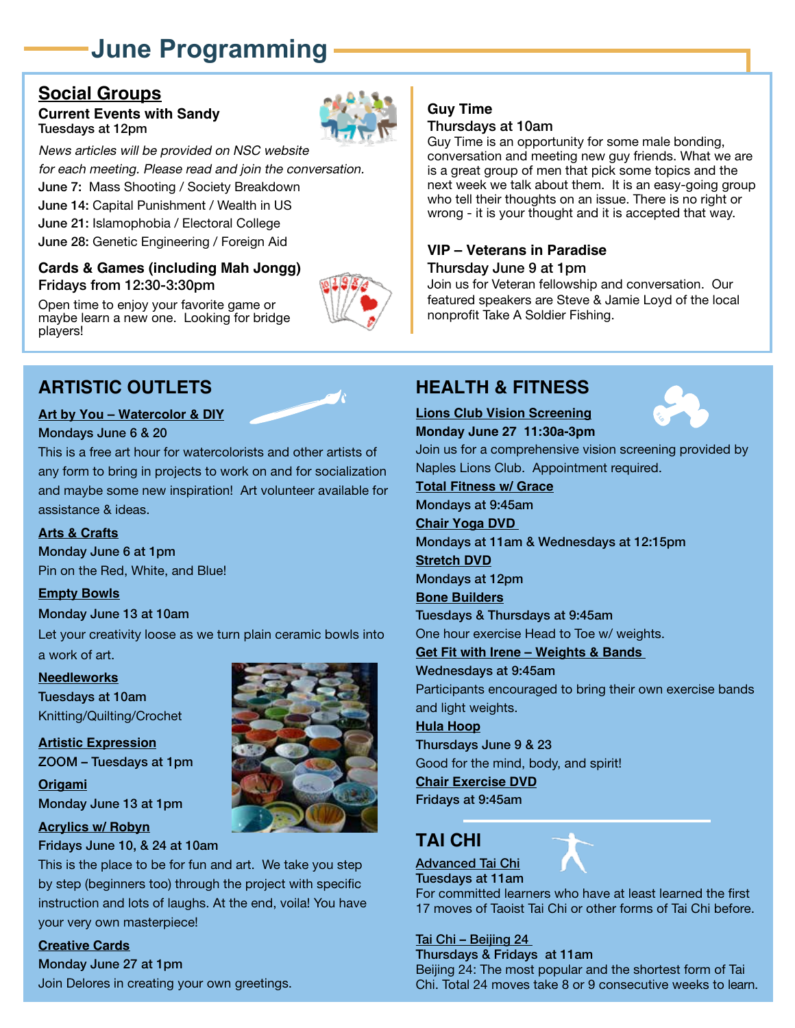# June Programming

## Social Groups

**Current Events with Sandy**
**Tuesdays at 12pm**

*News articles will be provided on NSC website for each meeting. Please read and join the conversation.*

**June 7:** Mass Shooting / Society Breakdown
**June 14:** Capital Punishment / Wealth in US
**June 21:** Islamophobia / Electoral College
**June 28:** Genetic Engineering / Foreign Aid

**Cards & Games (including Mah Jongg)**
**Fridays from 12:30-3:30pm**

Open time to enjoy your favorite game or maybe learn a new one. Looking for bridge players!

**Guy Time**
**Thursdays at 10am**

Guy Time is an opportunity for some male bonding, conversation and meeting new guy friends. What we are is a great group of men that pick some topics and the next week we talk about them. It is an easy-going group who tell their thoughts on an issue. There is no right or wrong - it is your thought and it is accepted that way.

**VIP – Veterans in Paradise**
**Thursday June 9 at 1pm**

Join us for Veteran fellowship and conversation. Our featured speakers are Steve & Jamie Loyd of the local nonprofit Take A Soldier Fishing.

## ARTISTIC OUTLETS

**Art by You – Watercolor & DIY**
**Mondays June 6 & 20**

This is a free art hour for watercolorists and other artists of any form to bring in projects to work on and for socialization and maybe some new inspiration! Art volunteer available for assistance & ideas.

**Arts & Crafts**
**Monday June 6 at 1pm**

Pin on the Red, White, and Blue!

**Empty Bowls**
**Monday June 13 at 10am**

Let your creativity loose as we turn plain ceramic bowls into a work of art.

**Needleworks**
**Tuesdays at 10am**

Knitting/Quilting/Crochet

**Artistic Expression**
**ZOOM – Tuesdays at 1pm**

**Origami**
**Monday June 13 at 1pm**

**Acrylics w/ Robyn**
**Fridays June 10, & 24 at 10am**

This is the place to be for fun and art. We take you step by step (beginners too) through the project with specific instruction and lots of laughs. At the end, voila! You have your very own masterpiece!

**Creative Cards**
**Monday June 27 at 1pm**

Join Delores in creating your own greetings.

## HEALTH & FITNESS

**Lions Club Vision Screening**
**Monday June 27 11:30a-3pm**

Join us for a comprehensive vision screening provided by Naples Lions Club. Appointment required.

**Total Fitness w/ Grace**
**Mondays at 9:45am**

**Chair Yoga DVD**
**Mondays at 11am & Wednesdays at 12:15pm**

**Stretch DVD**
**Mondays at 12pm**

**Bone Builders**
**Tuesdays & Thursdays at 9:45am**

One hour exercise Head to Toe w/ weights.

**Get Fit with Irene – Weights & Bands**
**Wednesdays at 9:45am**

Participants encouraged to bring their own exercise bands and light weights.

**Hula Hoop**
**Thursdays June 9 & 23**

Good for the mind, body, and spirit!

**Chair Exercise DVD**
**Fridays at 9:45am**

## TAI CHI

**Advanced Tai Chi**
**Tuesdays at 11am**

For committed learners who have at least learned the first 17 moves of Taoist Tai Chi or other forms of Tai Chi before.

**Tai Chi – Beijing 24**
**Thursdays & Fridays at 11am**

Beijing 24: The most popular and the shortest form of Tai Chi. Total 24 moves take 8 or 9 consecutive weeks to learn.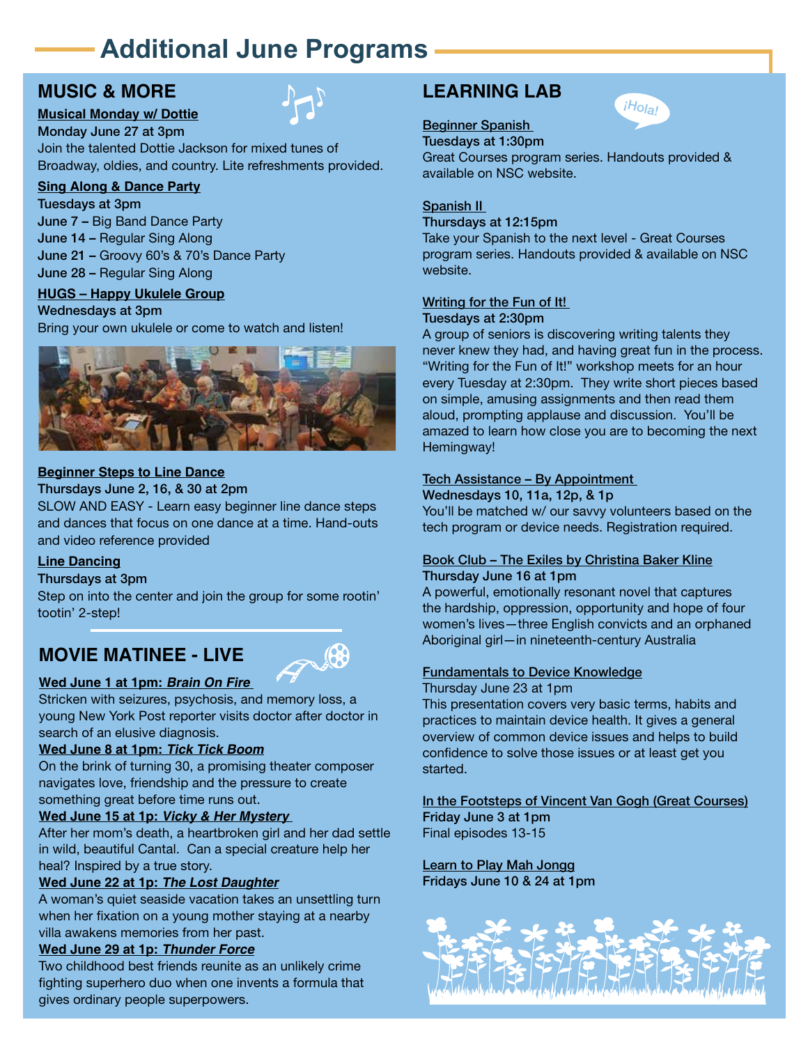# Additional June Programs

## MUSIC & MORE

**Musical Monday w/ Dottie**
**Monday June 27 at 3pm**
Join the talented Dottie Jackson for mixed tunes of Broadway, oldies, and country. Lite refreshments provided.

**Sing Along & Dance Party**
**Tuesdays at 3pm**
**June 7 –** Big Band Dance Party
**June 14 –** Regular Sing Along
**June 21 –** Groovy 60's & 70's Dance Party
**June 28 –** Regular Sing Along

**HUGS – Happy Ukulele Group**
**Wednesdays at 3pm**
Bring your own ukulele or come to watch and listen!

**Beginner Steps to Line Dance**
**Thursdays June 2, 16, & 30 at 2pm**
SLOW AND EASY - Learn easy beginner line dance steps and dances that focus on one dance at a time. Hand-outs and video reference provided

**Line Dancing**
**Thursdays at 3pm**
Step on into the center and join the group for some rootin' tootin' 2-step!

## MOVIE MATINEE - LIVE

**Wed June 1 at 1pm: *Brain On Fire***
Stricken with seizures, psychosis, and memory loss, a young New York Post reporter visits doctor after doctor in search of an elusive diagnosis.

**Wed June 8 at 1pm: *Tick Tick Boom***
On the brink of turning 30, a promising theater composer navigates love, friendship and the pressure to create something great before time runs out.

**Wed June 15 at 1p: *Vicky & Her Mystery***
After her mom's death, a heartbroken girl and her dad settle in wild, beautiful Cantal. Can a special creature help her heal? Inspired by a true story.

**Wed June 22 at 1p: *The Lost Daughter***
A woman's quiet seaside vacation takes an unsettling turn when her fixation on a young mother staying at a nearby villa awakens memories from her past.

**Wed June 29 at 1p: *Thunder Force***
Two childhood best friends reunite as an unlikely crime fighting superhero duo when one invents a formula that gives ordinary people superpowers.

## LEARNING LAB

**Beginner Spanish**
**Tuesdays at 1:30pm**
Great Courses program series. Handouts provided & available on NSC website.

**Spanish II**
**Thursdays at 12:15pm**
Take your Spanish to the next level - Great Courses program series. Handouts provided & available on NSC website.

**Writing for the Fun of It!**
**Tuesdays at 2:30pm**
A group of seniors is discovering writing talents they never knew they had, and having great fun in the process. "Writing for the Fun of It!" workshop meets for an hour every Tuesday at 2:30pm. They write short pieces based on simple, amusing assignments and then read them aloud, prompting applause and discussion. You'll be amazed to learn how close you are to becoming the next Hemingway!

**Tech Assistance – By Appointment**
**Wednesdays 10, 11a, 12p, & 1p**
You'll be matched w/ our savvy volunteers based on the tech program or device needs. Registration required.

**Book Club – The Exiles by Christina Baker Kline**
**Thursday June 16 at 1pm**
A powerful, emotionally resonant novel that captures the hardship, oppression, opportunity and hope of four women's lives—three English convicts and an orphaned Aboriginal girl—in nineteenth-century Australia

**Fundamentals to Device Knowledge**
Thursday June 23 at 1pm
This presentation covers very basic terms, habits and practices to maintain device health. It gives a general overview of common device issues and helps to build confidence to solve those issues or at least get you started.

**In the Footsteps of Vincent Van Gogh (Great Courses)**
**Friday June 3 at 1pm**
Final episodes 13-15

**Learn to Play Mah Jongg**
**Fridays June 10 & 24 at 1pm**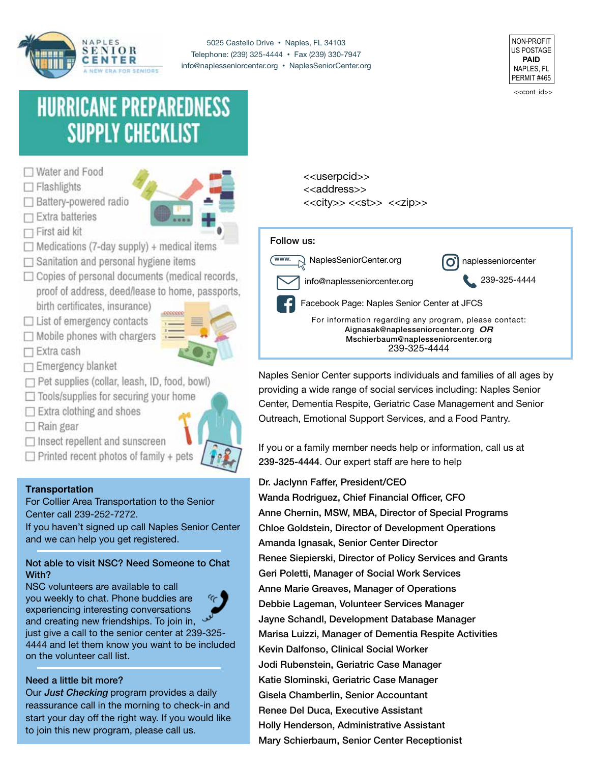NAPLES SENIOR CENTER
A NEW ERA FOR SENIORS

5025 Castello Drive • Naples, FL 34103
Telephone: (239) 325-4444 • Fax (239) 330-7947
info@naplesseniorcenter.org • NaplesSeniorCenter.org

NON-PROFIT
US POSTAGE
**PAID**
NAPLES, FL
PERMIT #465

<<cont_id>>

# HURRICANE PREPAREDNESS SUPPLY CHECKLIST

- ☐ Water and Food
- ☐ Flashlights
- ☐ Battery-powered radio
- ☐ Extra batteries
- ☐ First aid kit
- ☐ Medications (7-day supply) + medical items
- ☐ Sanitation and personal hygiene items
- ☐ Copies of personal documents (medical records, proof of address, deed/lease to home, passports, birth certificates, insurance)
- ☐ List of emergency contacts
- ☐ Mobile phones with chargers
- ☐ Extra cash
- ☐ Emergency blanket
- ☐ Pet supplies (collar, leash, ID, food, bowl)
- ☐ Tools/supplies for securing your home
- ☐ Extra clothing and shoes
- ☐ Rain gear
- ☐ Insect repellent and sunscreen
- ☐ Printed recent photos of family + pets

**Transportation**
For Collier Area Transportation to the Senior Center call 239-252-7272.
If you haven't signed up call Naples Senior Center and we can help you get registered.

**Not able to visit NSC? Need Someone to Chat With?**
NSC volunteers are available to call you weekly to chat. Phone buddies are experiencing interesting conversations and creating new friendships. To join in, just give a call to the senior center at 239-325-4444 and let them know you want to be included on the volunteer call list.

**Need a little bit more?**
Our ***Just Checking*** program provides a daily reassurance call in the morning to check-in and start your day off the right way. If you would like to join this new program, please call us.

<<userpcid>>
<<address>>
<<city>> <<st>> <<zip>>

**Follow us:**

NaplesSeniorCenter.org
naplesseniorcenter
info@naplesseniorcenter.org
239-325-4444
Facebook Page: Naples Senior Center at JFCS

For information regarding any program, please contact:
Aignasak@naplesseniorcenter.org *OR*
Mschierbaum@naplesseniorcenter.org
239-325-4444

Naples Senior Center supports individuals and families of all ages by providing a wide range of social services including: Naples Senior Center, Dementia Respite, Geriatric Case Management and Senior Outreach, Emotional Support Services, and a Food Pantry.

If you or a family member needs help or information, call us at **239-325-4444**. Our expert staff are here to help

Dr. Jaclynn Faffer, President/CEO
Wanda Rodriguez, Chief Financial Officer, CFO
Anne Chernin, MSW, MBA, Director of Special Programs
Chloe Goldstein, Director of Development Operations
Amanda Ignasak, Senior Center Director
Renee Siepierski, Director of Policy Services and Grants
Geri Poletti, Manager of Social Work Services
Anne Marie Greaves, Manager of Operations
Debbie Lageman, Volunteer Services Manager
Jayne Schandl, Development Database Manager
Marisa Luizzi, Manager of Dementia Respite Activities
Kevin Dalfonso, Clinical Social Worker
Jodi Rubenstein, Geriatric Case Manager
Katie Slominski, Geriatric Case Manager
Gisela Chamberlin, Senior Accountant
Renee Del Duca, Executive Assistant
Holly Henderson, Administrative Assistant
Mary Schierbaum, Senior Center Receptionist